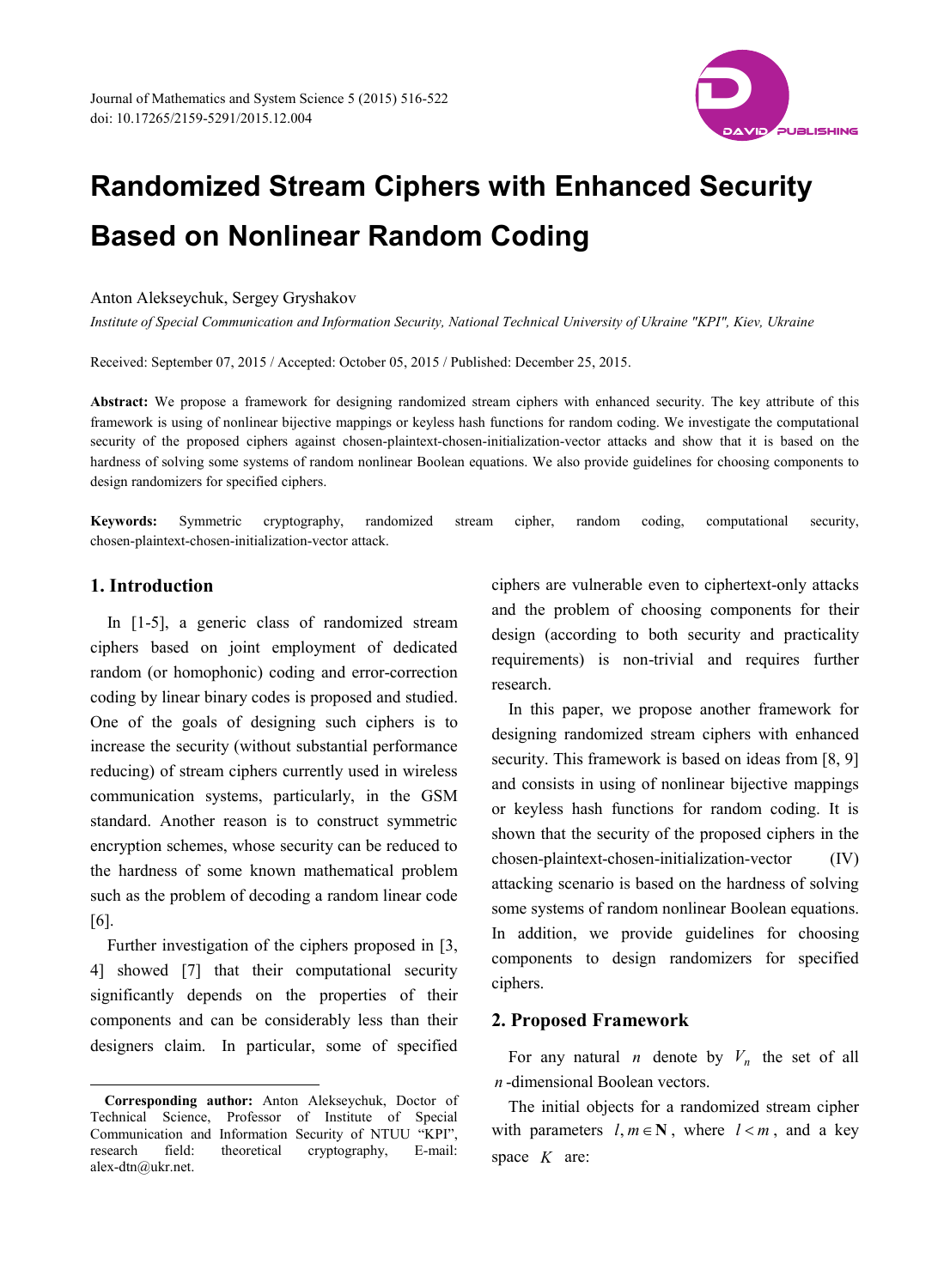# Randomized Stream Ciphers with Enhanced Security Based on Nonlinear Random Coding

Anton Alekseychuk, Sergey Gryshakov

*Institute of Special Communication and Information Security, National Technical University of Ukraine "KPI", Kiev, Ukraine*

Received: September 07, 2015 / Accepted: October 05, 2015 / Published: December 25, 2015.

**Abstract:** We propose a framework for designing randomized stream ciphers with enhanced security. The key attribute of this framework is using of nonlinear bijective mappings or keyless hash functions for random coding. We investigate the computational security of the proposed ciphers against chosen-plaintext-chosen-initialization-vector attacks and show that it is based on the hardness of solving some systems of random nonlinear Boolean equations. We also provide guidelines for choosing components to design randomizers for specified ciphers.

**Keywords:** Symmetric cryptography, randomized stream cipher, random coding, computational security, chosen-plaintext-chosen-initialization-vector attack.

## 1. Introduction

In [1-5], a generic class of randomized stream ciphers based on joint employment of dedicated random (or homophonic) coding and error-correction coding by linear binary codes is proposed and studied. One of the goals of designing such ciphers is to increase the security (without substantial performance reducing) of stream ciphers currently used in wireless communication systems, particularly, in the GSM standard. Another reason is to construct symmetric encryption schemes, whose security can be reduced to the hardness of some known mathematical problem such as the problem of decoding a random linear code [6].

Further investigation of the ciphers proposed in [3, 4] showed [7] that their computational security significantly depends on the properties of their components and can be considerably less than their designers claim. In particular, some of specified ciphers are vulnerable even to ciphertext-only attacks and the problem of choosing components for their design (according to both security and practicality requirements) is non-trivial and requires further research.

In this paper, we propose another framework for designing randomized stream ciphers with enhanced security. This framework is based on ideas from [8, 9] and consists in using of nonlinear bijective mappings or keyless hash functions for random coding. It is shown that the security of the proposed ciphers in the chosen-plaintext-chosen-initialization-vector (IV) attacking scenario is based on the hardness of solving some systems of random nonlinear Boolean equations. In addition, we provide guidelines for choosing components to design randomizers for specified ciphers.

## 2. Proposed Framework

For any natural $n$ denote by $V_n$ the set of all $n$-dimensional Boolean vectors.

The initial objects for a randomized stream cipher with parameters $l, m \in \mathbf{N}$, where $l < m$, and a key space $K$ are:

---

**Corresponding author:** Anton Alekseychuk, Doctor of Technical Science, Professor of Institute of Special Communication and Information Security of NTUU "KPI", research field: theoretical cryptography, E-mail: alex-dtn@ukr.net.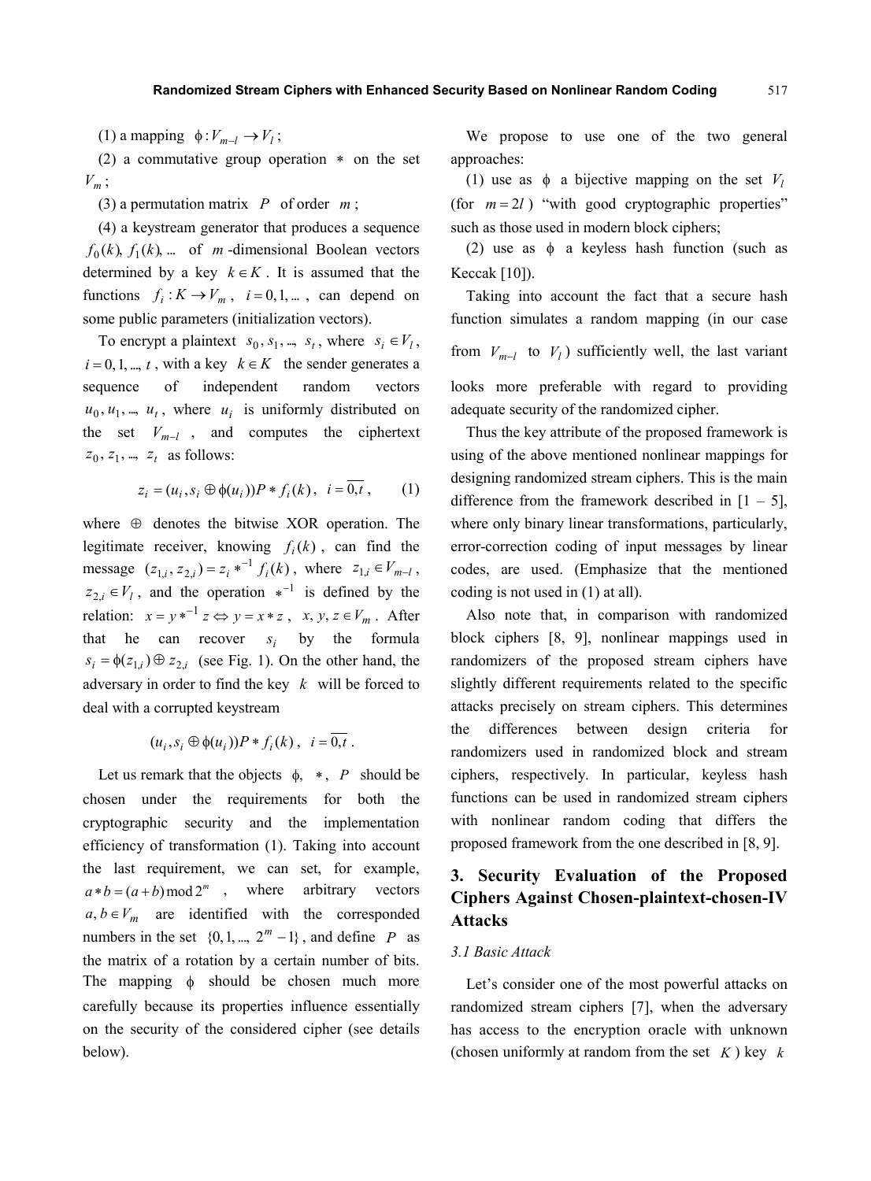(1) a mapping $\phi : V_{m-l} \to V_l$;

(2) a commutative group operation $*$ on the set $V_m$;

(3) a permutation matrix $P$ of order $m$;

(4) a keystream generator that produces a sequence $f_0(k), f_1(k), \ldots$ of $m$-dimensional Boolean vectors determined by a key $k \in K$. It is assumed that the functions $f_i : K \to V_m$, $i = 0, 1, \ldots$, can depend on some public parameters (initialization vectors).

To encrypt a plaintext $s_0, s_1, \ldots, s_t$, where $s_i \in V_l$, $i = 0, 1, \ldots, t$, with a key $k \in K$ the sender generates a sequence of independent random vectors $u_0, u_1, \ldots, u_t$, where $u_i$ is uniformly distributed on the set $V_{m-l}$, and computes the ciphertext $z_0, z_1, \ldots, z_t$ as follows:

$$z_i = (u_i, s_i \oplus \phi(u_i))P * f_i(k), \quad i = \overline{0,t}, \tag{1}$$

where $\oplus$ denotes the bitwise XOR operation. The legitimate receiver, knowing $f_i(k)$, can find the message $(z_{1,i}, z_{2,i}) = z_i *^{-1} f_i(k)$, where $z_{1,i} \in V_{m-l}$, $z_{2,i} \in V_l$, and the operation $*^{-1}$ is defined by the relation: $x = y *^{-1} z \Leftrightarrow y = x * z$, $x, y, z \in V_m$. After that he can recover $s_i$ by the formula $s_i = \phi(z_{1,i}) \oplus z_{2,i}$ (see Fig. 1). On the other hand, the adversary in order to find the key $k$ will be forced to deal with a corrupted keystream

$$(u_i, s_i \oplus \phi(u_i))P * f_i(k), \quad i = \overline{0,t}.$$

Let us remark that the objects $\phi$, $*$, $P$ should be chosen under the requirements for both the cryptographic security and the implementation efficiency of transformation (1). Taking into account the last requirement, we can set, for example, $a * b = (a + b) \bmod 2^m$, where arbitrary vectors $a, b \in V_m$ are identified with the corresponded numbers in the set $\{0, 1, \ldots, 2^m - 1\}$, and define $P$ as the matrix of a rotation by a certain number of bits. The mapping $\phi$ should be chosen much more carefully because its properties influence essentially on the security of the considered cipher (see details below).

We propose to use one of the two general approaches:

(1) use as $\phi$ a bijective mapping on the set $V_l$ (for $m = 2l$) "with good cryptographic properties" such as those used in modern block ciphers;

(2) use as $\phi$ a keyless hash function (such as Keccak [10]).

Taking into account the fact that a secure hash function simulates a random mapping (in our case from $V_{m-l}$ to $V_l$) sufficiently well, the last variant looks more preferable with regard to providing adequate security of the randomized cipher.

Thus the key attribute of the proposed framework is using of the above mentioned nonlinear mappings for designing randomized stream ciphers. This is the main difference from the framework described in [1 – 5], where only binary linear transformations, particularly, error-correction coding of input messages by linear codes, are used. (Emphasize that the mentioned coding is not used in (1) at all).

Also note that, in comparison with randomized block ciphers [8, 9], nonlinear mappings used in randomizers of the proposed stream ciphers have slightly different requirements related to the specific attacks precisely on stream ciphers. This determines the differences between design criteria for randomizers used in randomized block and stream ciphers, respectively. In particular, keyless hash functions can be used in randomized stream ciphers with nonlinear random coding that differs the proposed framework from the one described in [8, 9].

## 3. Security Evaluation of the Proposed Ciphers Against Chosen-plaintext-chosen-IV Attacks

### 3.1 Basic Attack

Let's consider one of the most powerful attacks on randomized stream ciphers [7], when the adversary has access to the encryption oracle with unknown (chosen uniformly at random from the set $K$) key $k$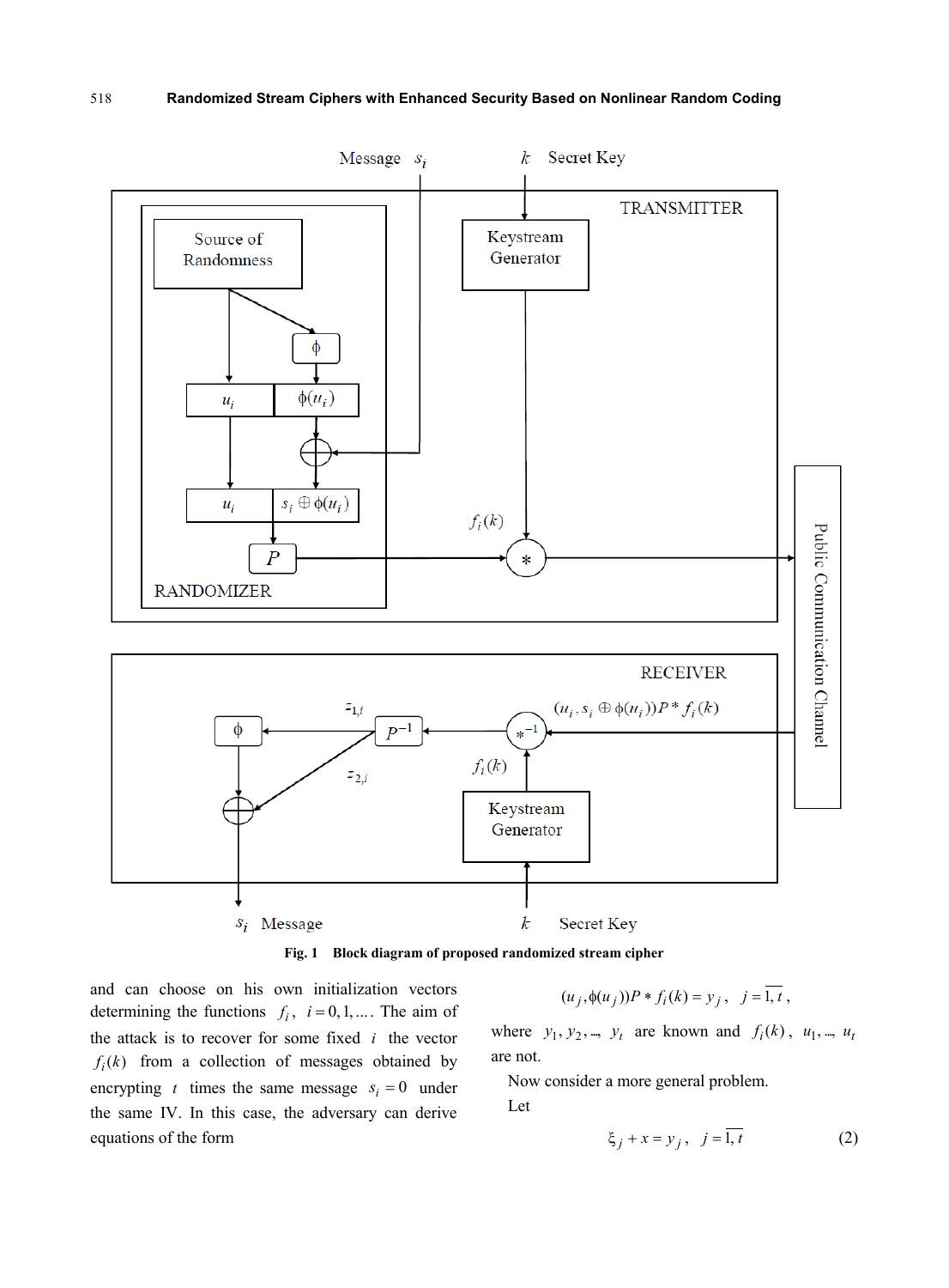**Fig. 1 Block diagram of proposed randomized stream cipher**

and can choose on his own initialization vectors determining the functions $f_i$, $i=0,1,\ldots$. The aim of the attack is to recover for some fixed $i$ the vector $f_i(k)$ from a collection of messages obtained by encrypting $t$ times the same message $s_i=0$ under the same IV. In this case, the adversary can derive equations of the form

$$(u_j, \phi(u_j))P * f_i(k) = y_j, \quad j=\overline{1,t},$$

where $y_1, y_2, \ldots, y_t$ are known and $f_i(k)$, $u_1, \ldots, u_t$ are not.

Now consider a more general problem.

Let

$$\xi_j + x = y_j, \quad j=\overline{1,t} \tag{2}$$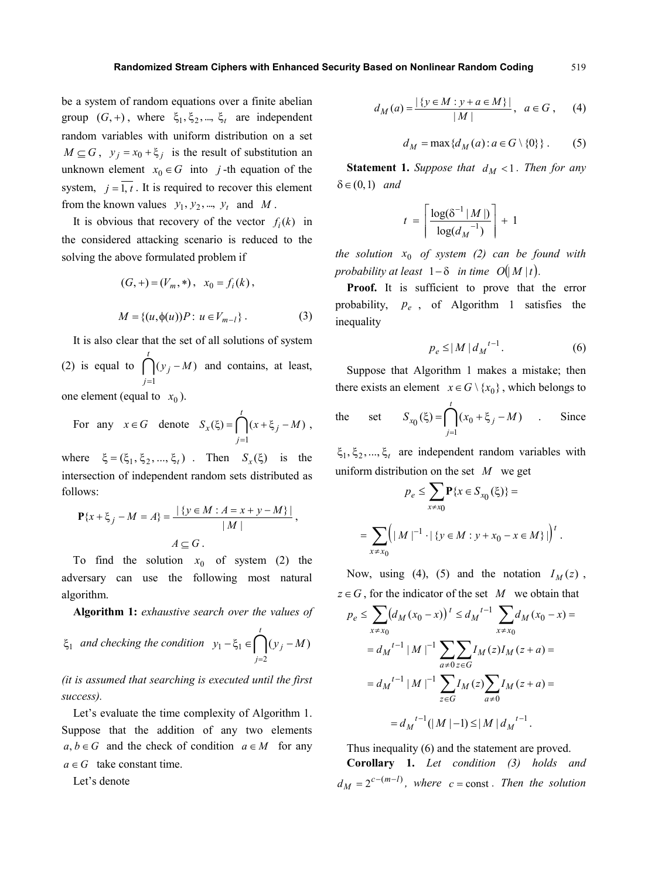be a system of random equations over a finite abelian group $(G,+)$, where $\xi_1, \xi_2, ..., \xi_t$ are independent random variables with uniform distribution on a set $M \subseteq G$, $y_j = x_0 + \xi_j$ is the result of substitution an unknown element $x_0 \in G$ into $j$-th equation of the system, $j = \overline{1,t}$. It is required to recover this element from the known values $y_1, y_2, ..., y_t$ and $M$.

It is obvious that recovery of the vector $f_i(k)$ in the considered attacking scenario is reduced to the solving the above formulated problem if

$$(G,+) = (V_m, *), \quad x_0 = f_i(k),$$

$$M = \{(u, \phi(u))P : u \in V_{m-l}\}. \tag{3}$$

It is also clear that the set of all solutions of system (2) is equal to $\bigcap_{j=1}^{t}(y_j - M)$ and contains, at least, one element (equal to $x_0$).

For any $x \in G$ denote $S_x(\xi) = \bigcap_{j=1}^{t}(x + \xi_j - M)$, where $\xi = (\xi_1, \xi_2, ..., \xi_t)$. Then $S_x(\xi)$ is the intersection of independent random sets distributed as follows:

$$\mathbf{P}\{x + \xi_j - M = A\} = \frac{|\{y \in M : A = x + y - M\}|}{|M|},$$

$$A \subseteq G.$$

To find the solution $x_0$ of system (2) the adversary can use the following most natural algorithm.

**Algorithm 1:** *exhaustive search over the values of* $\xi_1$ *and checking the condition* $y_1 - \xi_1 \in \bigcap_{j=2}^{t}(y_j - M)$ *(it is assumed that searching is executed until the first success).*

Let's evaluate the time complexity of Algorithm 1. Suppose that the addition of any two elements $a, b \in G$ and the check of condition $a \in M$ for any $a \in G$ take constant time.

Let's denote

$$d_M(a) = \frac{|\{y \in M : y + a \in M\}|}{|M|}, \quad a \in G, \tag{4}$$

$$d_M = \max\{d_M(a) : a \in G \setminus \{0\}\}. \tag{5}$$

**Statement 1.** *Suppose that* $d_M < 1$. *Then for any* $\delta \in (0,1)$ *and*

$$t = \left\lceil \frac{\log(\delta^{-1}|M|)}{\log(d_M^{-1})} \right\rceil + 1$$

*the solution* $x_0$ *of system (2) can be found with probability at least* $1-\delta$ *in time* $O(|M|t)$.

**Proof.** It is sufficient to prove that the error probability, $p_e$, of Algorithm 1 satisfies the inequality

$$p_e \le |M| d_M^{t-1}. \tag{6}$$

Suppose that Algorithm 1 makes a mistake; then there exists an element $x \in G \setminus \{x_0\}$, which belongs to the set $S_{x_0}(\xi) = \bigcap_{j=1}^{t}(x_0 + \xi_j - M)$. Since $\xi_1, \xi_2, ..., \xi_t$ are independent random variables with uniform distribution on the set $M$ we get

$$p_e \le \sum_{x \ne x_0} \mathbf{P}\{x \in S_{x_0}(\xi)\} =$$

$$= \sum_{x \ne x_0} \left( |M|^{-1} \cdot |\{y \in M : y + x_0 - x \in M\}| \right)^t.$$

Now, using (4), (5) and the notation $I_M(z)$, $z \in G$, for the indicator of the set $M$ we obtain that

$$p_e \le \sum_{x \ne x_0} \left( d_M(x_0 - x) \right)^t \le d_M^{t-1} \sum_{x \ne x_0} d_M(x_0 - x) =$$

$$= d_M^{t-1} |M|^{-1} \sum_{a \ne 0} \sum_{z \in G} I_M(z) I_M(z+a) =$$

$$= d_M^{t-1} |M|^{-1} \sum_{z \in G} I_M(z) \sum_{a \ne 0} I_M(z+a) =$$

$$= d_M^{t-1}(|M| - 1) \le |M| d_M^{t-1}.$$

Thus inequality (6) and the statement are proved.

**Corollary 1.** *Let condition (3) holds and* $d_M = 2^{c-(m-l)}$, *where* $c = \text{const}$. *Then the solution*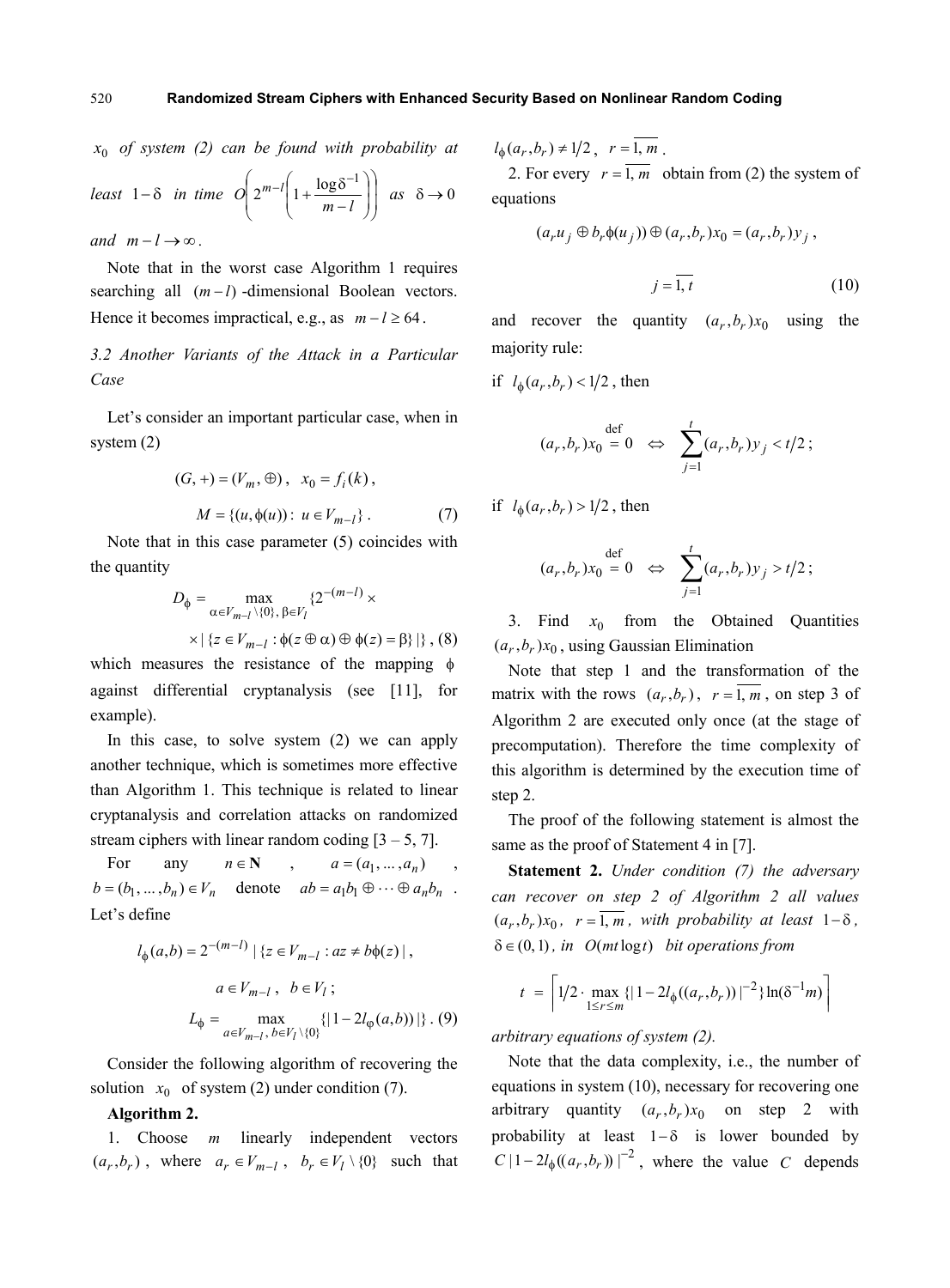$x_0$ *of system (2) can be found with probability at least* $1-\delta$ *in time* $O\left(2^{m-l}\left(1+\frac{\log\delta^{-1}}{m-l}\right)\right)$ *as* $\delta \to 0$ *and* $m-l \to \infty$.

Note that in the worst case Algorithm 1 requires searching all $(m-l)$-dimensional Boolean vectors. Hence it becomes impractical, e.g., as $m-l \geq 64$.

### 3.2 Another Variants of the Attack in a Particular Case

Let's consider an important particular case, when in system (2)

$$(G,+) = (V_m, \oplus), \quad x_0 = f_i(k),$$

$$M = \{(u, \phi(u)) : u \in V_{m-l}\}. \qquad (7)$$

Note that in this case parameter (5) coincides with the quantity

$$D_\phi = \max_{\alpha \in V_{m-l}\setminus\{0\},\, \beta \in V_l} \{2^{-(m-l)} \times \times |\{z \in V_{m-l} : \phi(z \oplus \alpha) \oplus \phi(z) = \beta\}|\}, \; (8)$$

which measures the resistance of the mapping $\phi$ against differential cryptanalysis (see [11], for example).

In this case, to solve system (2) we can apply another technique, which is sometimes more effective than Algorithm 1. This technique is related to linear cryptanalysis and correlation attacks on randomized stream ciphers with linear random coding [3 – 5, 7].

For any $n \in \mathbf{N}$, $a = (a_1, \ldots, a_n)$, $b = (b_1, \ldots, b_n) \in V_n$ denote $ab = a_1 b_1 \oplus \cdots \oplus a_n b_n$. Let's define

$$l_\phi(a,b) = 2^{-(m-l)} |\{z \in V_{m-l} : az \neq b\phi(z)|,$$

$$a \in V_{m-l}, \; b \in V_l;$$

$$L_\phi = \max_{a \in V_{m-l},\, b \in V_l \setminus\{0\}} \{|1 - 2l_\varphi(a,b))|\}. \; (9)$$

Consider the following algorithm of recovering the solution $x_0$ of system (2) under condition (7).

**Algorithm 2.**

1. Choose $m$ linearly independent vectors $(a_r, b_r)$, where $a_r \in V_{m-l}$, $b_r \in V_l \setminus \{0\}$ such that $l_\phi(a_r, b_r) \neq 1/2$, $r = \overline{1,m}$.

2. For every $r = \overline{1,m}$ obtain from (2) the system of equations

$$(a_r u_j \oplus b_r \phi(u_j)) \oplus (a_r, b_r) x_0 = (a_r, b_r) y_j,$$

$$j = \overline{1,t} \qquad (10)$$

and recover the quantity $(a_r, b_r) x_0$ using the majority rule:

if $l_\phi(a_r, b_r) < 1/2$, then

$$(a_r, b_r) x_0 \stackrel{\text{def}}{=} 0 \;\Leftrightarrow\; \sum_{j=1}^{t} (a_r, b_r) y_j < t/2;$$

if $l_\phi(a_r, b_r) > 1/2$, then

$$(a_r, b_r) x_0 \stackrel{\text{def}}{=} 0 \;\Leftrightarrow\; \sum_{j=1}^{t} (a_r, b_r) y_j > t/2;$$

3. Find $x_0$ from the Obtained Quantities $(a_r, b_r) x_0$, using Gaussian Elimination

Note that step 1 and the transformation of the matrix with the rows $(a_r, b_r)$, $r = \overline{1,m}$, on step 3 of Algorithm 2 are executed only once (at the stage of precomputation). Therefore the time complexity of this algorithm is determined by the execution time of step 2.

The proof of the following statement is almost the same as the proof of Statement 4 in [7].

**Statement 2.** *Under condition (7) the adversary can recover on step 2 of Algorithm 2 all values* $(a_r, b_r) x_0$, $r = \overline{1,m}$, *with probability at least* $1-\delta$, $\delta \in (0,1)$, *in* $O(mt \log t)$ *bit operations from*

$$t = \left\lceil 1/2 \cdot \max_{1 \leq r \leq m} \{|1 - 2l_\phi((a_r, b_r))|^{-2}\} \ln(\delta^{-1} m) \right\rceil$$

*arbitrary equations of system (2).*

Note that the data complexity, i.e., the number of equations in system (10), necessary for recovering one arbitrary quantity $(a_r, b_r) x_0$ on step 2 with probability at least $1-\delta$ is lower bounded by $C|1 - 2l_\phi((a_r, b_r))|^{-2}$, where the value $C$ depends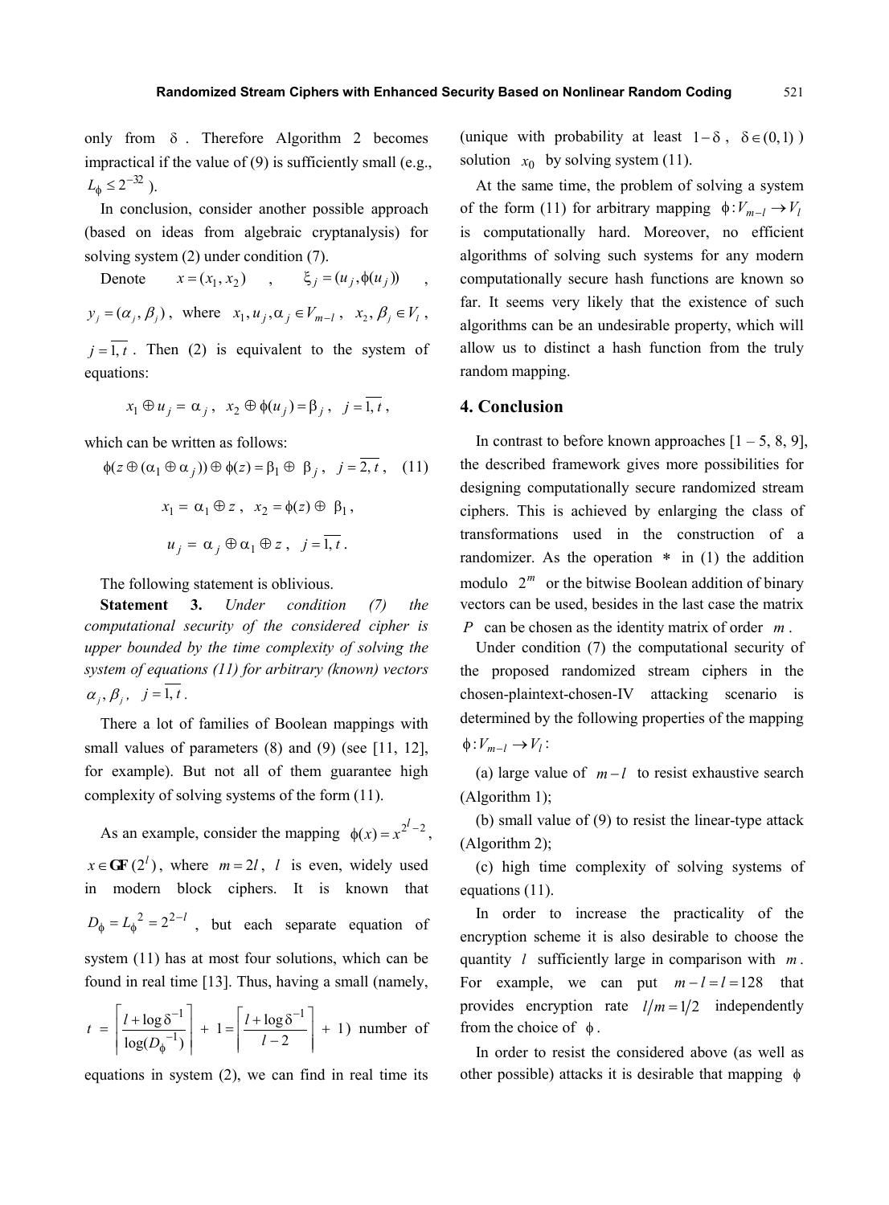only from $\delta$. Therefore Algorithm 2 becomes impractical if the value of (9) is sufficiently small (e.g., $L_\phi \le 2^{-32}$).

In conclusion, consider another possible approach (based on ideas from algebraic cryptanalysis) for solving system (2) under condition (7).

Denote $x = (x_1, x_2)$, $\xi_j = (u_j, \phi(u_j))$, $y_j = (\alpha_j, \beta_j)$, where $x_1, u_j, \alpha_j \in V_{m-l}$, $x_2, \beta_j \in V_l$, $j = \overline{1,t}$. Then (2) is equivalent to the system of equations:

$$x_1 \oplus u_j = \alpha_j, \; x_2 \oplus \phi(u_j) = \beta_j, \; j = \overline{1,t},$$

which can be written as follows:

$$\phi(z \oplus (\alpha_1 \oplus \alpha_j)) \oplus \phi(z) = \beta_1 \oplus \beta_j, \; j = \overline{2,t}, \quad (11)$$

$$x_1 = \alpha_1 \oplus z, \; x_2 = \phi(z) \oplus \beta_1,$$

$$u_j = \alpha_j \oplus \alpha_1 \oplus z, \; j = \overline{1,t}.$$

The following statement is oblivious.

**Statement 3.** *Under condition (7) the computational security of the considered cipher is upper bounded by the time complexity of solving the system of equations (11) for arbitrary (known) vectors* $\alpha_j, \beta_j$, $j = \overline{1,t}$.

There a lot of families of Boolean mappings with small values of parameters (8) and (9) (see [11, 12], for example). But not all of them guarantee high complexity of solving systems of the form (11).

As an example, consider the mapping $\phi(x) = x^{2^l - 2}$, $x \in \mathbf{GF}(2^l)$, where $m = 2l$, $l$ is even, widely used in modern block ciphers. It is known that $D_\phi = L_\phi^2 = 2^{2-l}$, but each separate equation of system (11) has at most four solutions, which can be found in real time [13]. Thus, having a small (namely, $t = \left\lceil \frac{l + \log \delta^{-1}}{\log(D_\phi^{-1})} \right\rceil + 1 = \left\lceil \frac{l + \log \delta^{-1}}{l - 2} \right\rceil + 1$) number of equations in system (2), we can find in real time its (unique with probability at least $1 - \delta$, $\delta \in (0,1)$) solution $x_0$ by solving system (11).

At the same time, the problem of solving a system of the form (11) for arbitrary mapping $\phi: V_{m-l} \to V_l$ is computationally hard. Moreover, no efficient algorithms of solving such systems for any modern computationally secure hash functions are known so far. It seems very likely that the existence of such algorithms can be an undesirable property, which will allow us to distinct a hash function from the truly random mapping.

## 4. Conclusion

In contrast to before known approaches [1 – 5, 8, 9], the described framework gives more possibilities for designing computationally secure randomized stream ciphers. This is achieved by enlarging the class of transformations used in the construction of a randomizer. As the operation $*$ in (1) the addition modulo $2^m$ or the bitwise Boolean addition of binary vectors can be used, besides in the last case the matrix $P$ can be chosen as the identity matrix of order $m$.

Under condition (7) the computational security of the proposed randomized stream ciphers in the chosen-plaintext-chosen-IV attacking scenario is determined by the following properties of the mapping $\phi: V_{m-l} \to V_l$:

(a) large value of $m - l$ to resist exhaustive search (Algorithm 1);

(b) small value of (9) to resist the linear-type attack (Algorithm 2);

(c) high time complexity of solving systems of equations (11).

In order to increase the practicality of the encryption scheme it is also desirable to choose the quantity $l$ sufficiently large in comparison with $m$. For example, we can put $m - l = l = 128$ that provides encryption rate $l/m = 1/2$ independently from the choice of $\phi$.

In order to resist the considered above (as well as other possible) attacks it is desirable that mapping $\phi$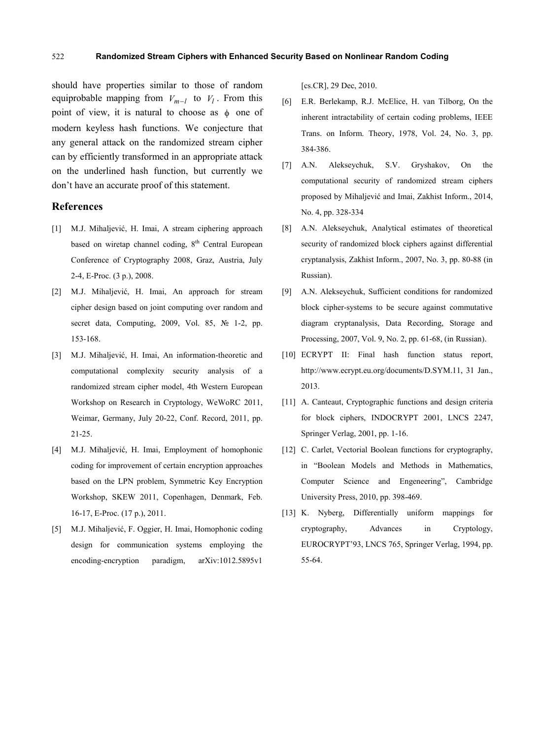should have properties similar to those of random equiprobable mapping from $V_{m-l}$ to $V_l$. From this point of view, it is natural to choose as $\phi$ one of modern keyless hash functions. We conjecture that any general attack on the randomized stream cipher can by efficiently transformed in an appropriate attack on the underlined hash function, but currently we don't have an accurate proof of this statement.

## References

[1] M.J. Mihaljević, H. Imai, A stream ciphering approach based on wiretap channel coding, 8th Central European Conference of Cryptography 2008, Graz, Austria, July 2-4, E-Proc. (3 p.), 2008.

[2] M.J. Mihaljević, H. Imai, An approach for stream cipher design based on joint computing over random and secret data, Computing, 2009, Vol. 85, № 1-2, pp. 153-168.

[3] M.J. Mihaljević, H. Imai, An information-theoretic and computational complexity security analysis of a randomized stream cipher model, 4th Western European Workshop on Research in Cryptology, WeWoRC 2011, Weimar, Germany, July 20-22, Conf. Record, 2011, pp. 21-25.

[4] M.J. Mihaljević, H. Imai, Employment of homophonic coding for improvement of certain encryption approaches based on the LPN problem, Symmetric Key Encryption Workshop, SKEW 2011, Copenhagen, Denmark, Feb. 16-17, E-Proc. (17 p.), 2011.

[5] M.J. Mihaljević, F. Oggier, H. Imai, Homophonic coding design for communication systems employing the encoding-encryption paradigm, arXiv:1012.5895v1 [cs.CR], 29 Dec, 2010.

[6] E.R. Berlekamp, R.J. McElice, H. van Tilborg, On the inherent intractability of certain coding problems, IEEE Trans. on Inform. Theory, 1978, Vol. 24, No. 3, pp. 384-386.

[7] A.N. Alekseychuk, S.V. Gryshakov, On the computational security of randomized stream ciphers proposed by Mihaljević and Imai, Zakhist Inform., 2014, No. 4, pp. 328-334

[8] A.N. Alekseychuk, Analytical estimates of theoretical security of randomized block ciphers against differential cryptanalysis, Zakhist Inform., 2007, No. 3, pp. 80-88 (in Russian).

[9] A.N. Alekseychuk, Sufficient conditions for randomized block cipher-systems to be secure against commutative diagram cryptanalysis, Data Recording, Storage and Processing, 2007, Vol. 9, No. 2, pp. 61-68, (in Russian).

[10] ECRYPT II: Final hash function status report, http://www.ecrypt.eu.org/documents/D.SYM.11, 31 Jan., 2013.

[11] A. Canteaut, Cryptographic functions and design criteria for block ciphers, INDOCRYPT 2001, LNCS 2247, Springer Verlag, 2001, pp. 1-16.

[12] C. Carlet, Vectorial Boolean functions for cryptography, in "Boolean Models and Methods in Mathematics, Computer Science and Engeneering", Cambridge University Press, 2010, pp. 398-469.

[13] K. Nyberg, Differentially uniform mappings for cryptography, Advances in Cryptology, EUROCRYPT'93, LNCS 765, Springer Verlag, 1994, pp. 55-64.